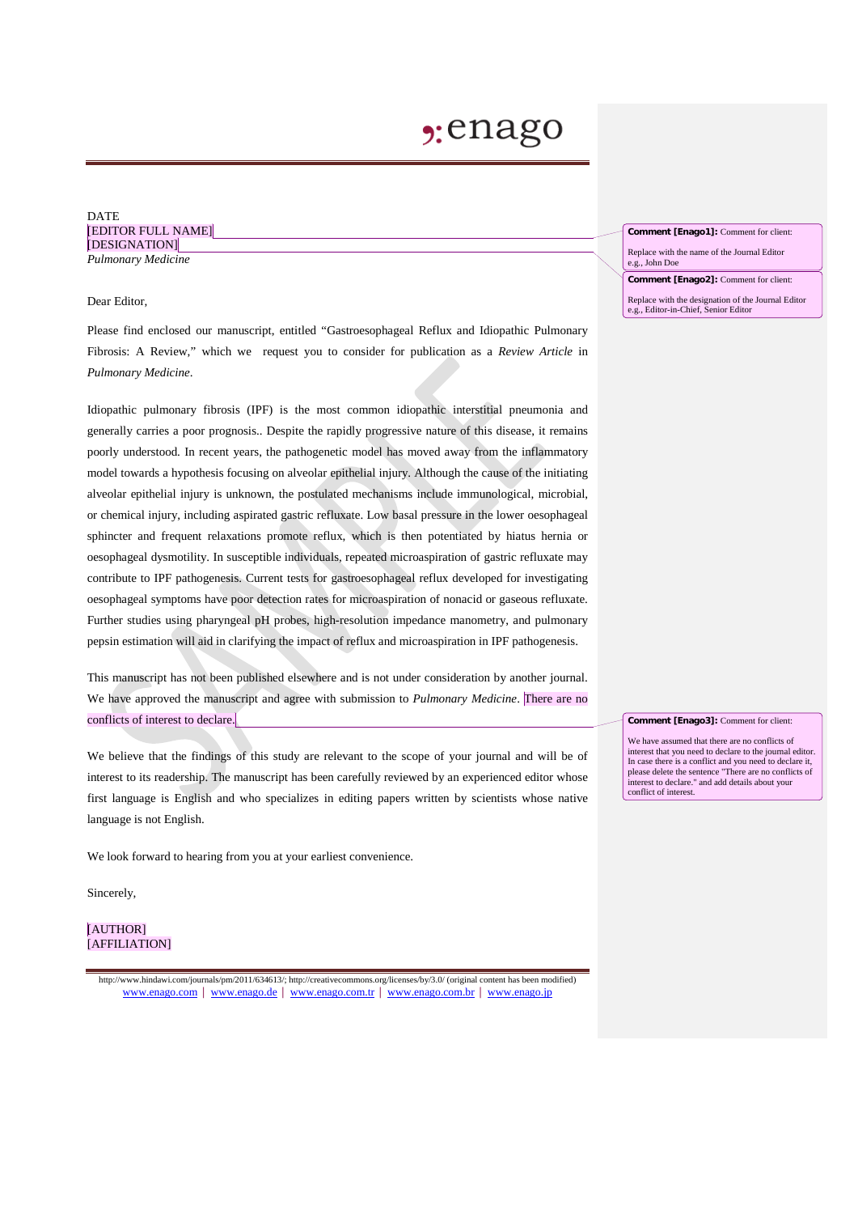DATE
[EDITOR FULL NAME]
[DESIGNATION]
*Pulmonary Medicine*

Dear Editor,

Please find enclosed our manuscript, entitled "Gastroesophageal Reflux and Idiopathic Pulmonary Fibrosis: A Review," which we request you to consider for publication as a *Review Article* in *Pulmonary Medicine*.

Idiopathic pulmonary fibrosis (IPF) is the most common idiopathic interstitial pneumonia and generally carries a poor prognosis.. Despite the rapidly progressive nature of this disease, it remains poorly understood. In recent years, the pathogenetic model has moved away from the inflammatory model towards a hypothesis focusing on alveolar epithelial injury. Although the cause of the initiating alveolar epithelial injury is unknown, the postulated mechanisms include immunological, microbial, or chemical injury, including aspirated gastric refluxate. Low basal pressure in the lower oesophageal sphincter and frequent relaxations promote reflux, which is then potentiated by hiatus hernia or oesophageal dysmotility. In susceptible individuals, repeated microaspiration of gastric refluxate may contribute to IPF pathogenesis. Current tests for gastroesophageal reflux developed for investigating oesophageal symptoms have poor detection rates for microaspiration of nonacid or gaseous refluxate. Further studies using pharyngeal pH probes, high-resolution impedance manometry, and pulmonary pepsin estimation will aid in clarifying the impact of reflux and microaspiration in IPF pathogenesis.

This manuscript has not been published elsewhere and is not under consideration by another journal. We have approved the manuscript and agree with submission to *Pulmonary Medicine*. There are no conflicts of interest to declare.

We believe that the findings of this study are relevant to the scope of your journal and will be of interest to its readership. The manuscript has been carefully reviewed by an experienced editor whose first language is English and who specializes in editing papers written by scientists whose native language is not English.

We look forward to hearing from you at your earliest convenience.

Sincerely,

[AUTHOR]
[AFFILIATION]

**Comment [Enago1]:** Comment for client:
Replace with the name of the Journal Editor e.g., John Doe

**Comment [Enago2]:** Comment for client:
Replace with the designation of the Journal Editor e.g., Editor-in-Chief, Senior Editor

**Comment [Enago3]:** Comment for client:
We have assumed that there are no conflicts of interest that you need to declare to the journal editor. In case there is a conflict and you need to declare it, please delete the sentence "There are no conflicts of interest to declare." and add details about your conflict of interest.

http://www.hindawi.com/journals/pm/2011/634613/; http://creativecommons.org/licenses/by/3.0/ (original content has been modified)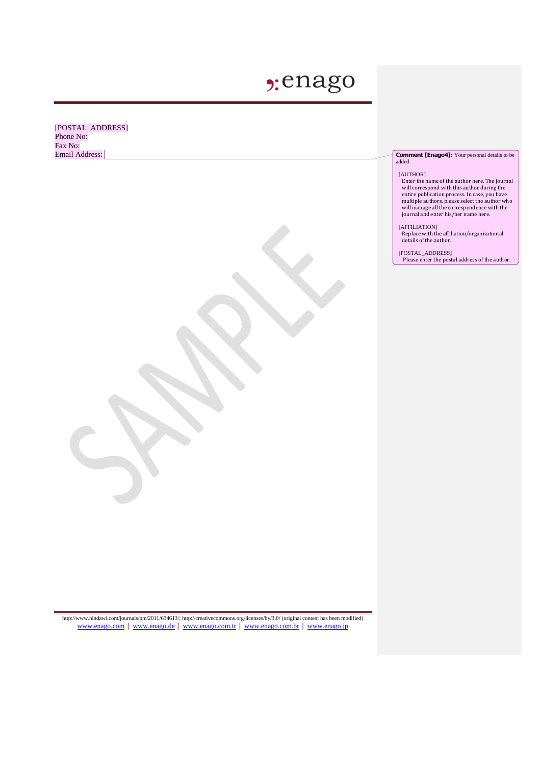[POSTAL_ADDRESS]
Phone No:
Fax No:
Email Address:

**Comment [Enago4]:** Your personal details to be added:

[AUTHOR]
Enter the name of the author here. The journal will correspond with this author during the entire publication process. In case, you have multiple authors, please select the author who will manage all the correspondence with the journal and enter his/her name here.

[AFFILIATION]
Replace with the affiliation/organizational details of the author.

[POSTAL_ADDRESS]
Please enter the postal address of the author.

http://www.hindawi.com/journals/pm/2011/634613/; http://creativecommons.org/licenses/by/3.0/ (original content has been modified)
www.enago.com | www.enago.de | www.enago.com.tr | www.enago.com.br | www.enago.jp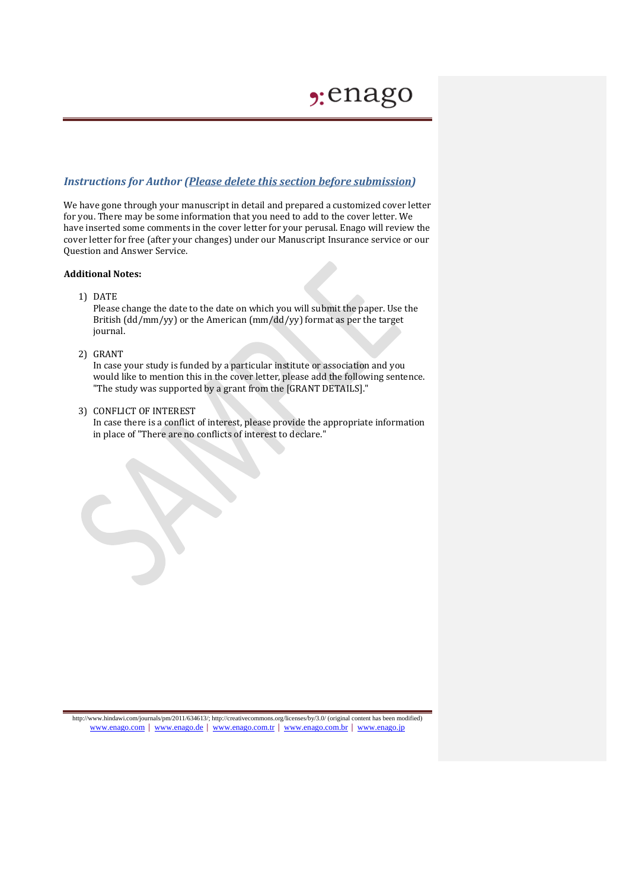## *Instructions for Author (Please delete this section before submission)*

We have gone through your manuscript in detail and prepared a customized cover letter for you. There may be some information that you need to add to the cover letter. We have inserted some comments in the cover letter for your perusal. Enago will review the cover letter for free (after your changes) under our Manuscript Insurance service or our Question and Answer Service.

**Additional Notes:**

1) DATE
   Please change the date to the date on which you will submit the paper. Use the British (dd/mm/yy) or the American (mm/dd/yy) format as per the target journal.

2) GRANT
   In case your study is funded by a particular institute or association and you would like to mention this in the cover letter, please add the following sentence. "The study was supported by a grant from the [GRANT DETAILS]."

3) CONFLICT OF INTEREST
   In case there is a conflict of interest, please provide the appropriate information in place of "There are no conflicts of interest to declare."